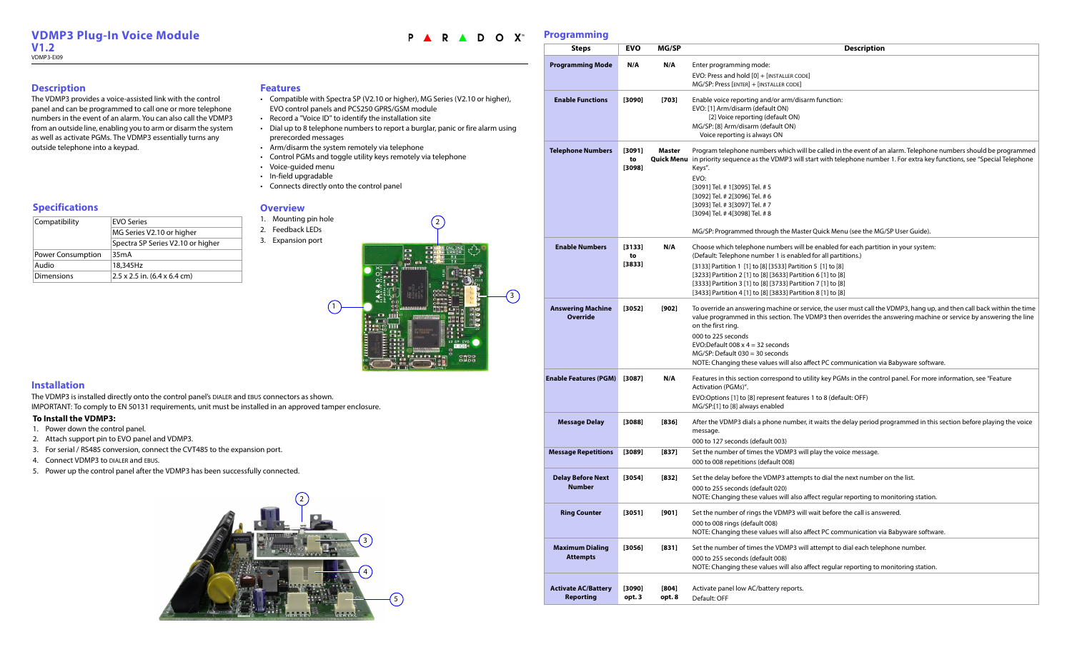# VDMP3 Plug-In Voice Module V1.2

VDMP3-EI09

## Description

The VDMP3 provides a voice-assisted link with the control panel and can be programmed to call one or more telephone numbers in the event of an alarm. You can also call the VDMP3 from an outside line, enabling you to arm or disarm the system as well as activate PGMs. The VDMP3 essentially turns any outside telephone into a keypad.

## Features

- Compatible with Spectra SP (V2.10 or higher), MG Series (V2.10 or higher), EVO control panels and PCS250 GPRS/GSM module
- Record a "Voice ID" to identify the installation site
- Dial up to 8 telephone numbers to report a burglar, panic or fire alarm using prerecorded messages
- Arm/disarm the system remotely via telephone
- Control PGMs and toggle utility keys remotely via telephone
- Voice-guided menu
- In-field upgradable
- Connects directly onto the control panel

## Specifications

| | |
|---|---|
| Compatibility | EVO Series |
| | MG Series V2.10 or higher |
| | Spectra SP Series V2.10 or higher |
| Power Consumption | 35mA |
| Audio | 18,345Hz |
| Dimensions | 2.5 x 2.5 in. (6.4 x 6.4 cm) |

## Overview

1. Mounting pin hole
2. Feedback LEDs
3. Expansion port

## Installation

The VDMP3 is installed directly onto the control panel's DIALER and EBUS connectors as shown.
IMPORTANT: To comply to EN 50131 requirements, unit must be installed in an approved tamper enclosure.

### To Install the VDMP3:

1. Power down the control panel.
2. Attach support pin to EVO panel and VDMP3.
3. For serial / RS485 conversion, connect the CVT485 to the expansion port.
4. Connect VDMP3 to DIALER and EBUS.
5. Power up the control panel after the VDMP3 has been successfully connected.

## Programming

| Steps | EVO | MG/SP | Description |
|---|---|---|---|
| Programming Mode | N/A | N/A | Enter programming mode:<br>EVO: Press and hold [0] + [INSTALLER CODE]<br>MG/SP: Press [ENTER] + [INSTALLER CODE] |
| Enable Functions | [3090] | [703] | Enable voice reporting and/or arm/disarm function:<br>EVO: [1] Arm/disarm (default ON)<br>[2] Voice reporting (default ON)<br>MG/SP: [8] Arm/disarm (default ON)<br>Voice reporting is always ON |
| Telephone Numbers | [3091] to [3098] | Master Quick Menu | Program telephone numbers which will be called in the event of an alarm. Telephone numbers should be programmed in priority sequence as the VDMP3 will start with telephone number 1. For extra key functions, see "Special Telephone Keys".<br>EVO:<br>[3091] Tel. # 1[3095] Tel. # 5<br>[3092] Tel. # 2[3096] Tel. # 6<br>[3093] Tel. # 3[3097] Tel. # 7<br>[3094] Tel. # 4[3098] Tel. # 8<br>MG/SP: Programmed through the Master Quick Menu (see the MG/SP User Guide). |
| Enable Numbers | [3133] to [3833] | N/A | Choose which telephone numbers will be enabled for each partition in your system:<br>(Default: Telephone number 1 is enabled for all partitions.)<br>[3133] Partition 1 [1] to [8] [3533] Partition 5 [1] to [8]<br>[3233] Partition 2 [1] to [8] [3633] Partition 6 [1] to [8]<br>[3333] Partition 3 [1] to [8] [3733] Partition 7 [1] to [8]<br>[3433] Partition 4 [1] to [8] [3833] Partition 8 [1] to [8] |
| Answering Machine Override | [3052] | [902] | To override an answering machine or service, the user must call the VDMP3, hang up, and then call back within the time value programmed in this section. The VDMP3 then overrides the answering machine or service by answering the line on the first ring.<br>000 to 225 seconds<br>EVO:Default 008 x 4 = 32 seconds<br>MG/SP: Default 030 = 30 seconds<br>NOTE: Changing these values will also affect PC communication via Babyware software. |
| Enable Features (PGM) | [3087] | N/A | Features in this section correspond to utility key PGMs in the control panel. For more information, see "Feature Activation (PGMs)".<br>EVO:Options [1] to [8] represent features 1 to 8 (default: OFF)<br>MG/SP:[1] to [8] always enabled |
| Message Delay | [3088] | [836] | After the VDMP3 dials a phone number, it waits the delay period programmed in this section before playing the voice message.<br>000 to 127 seconds (default 003) |
| Message Repetitions | [3089] | [837] | Set the number of times the VDMP3 will play the voice message.<br>000 to 008 repetitions (default 008) |
| Delay Before Next Number | [3054] | [832] | Set the delay before the VDMP3 attempts to dial the next number on the list.<br>000 to 255 seconds (default 020)<br>NOTE: Changing these values will also affect regular reporting to monitoring station. |
| Ring Counter | [3051] | [901] | Set the number of rings the VDMP3 will wait before the call is answered.<br>000 to 008 rings (default 008)<br>NOTE: Changing these values will also affect PC communication via Babyware software. |
| Maximum Dialing Attempts | [3056] | [831] | Set the number of times the VDMP3 will attempt to dial each telephone number.<br>000 to 255 seconds (default 008)<br>NOTE: Changing these values will also affect regular reporting to monitoring station. |
| Activate AC/Battery Reporting | [3090] opt. 3 | [804] opt. 8 | Activate panel low AC/battery reports.<br>Default: OFF |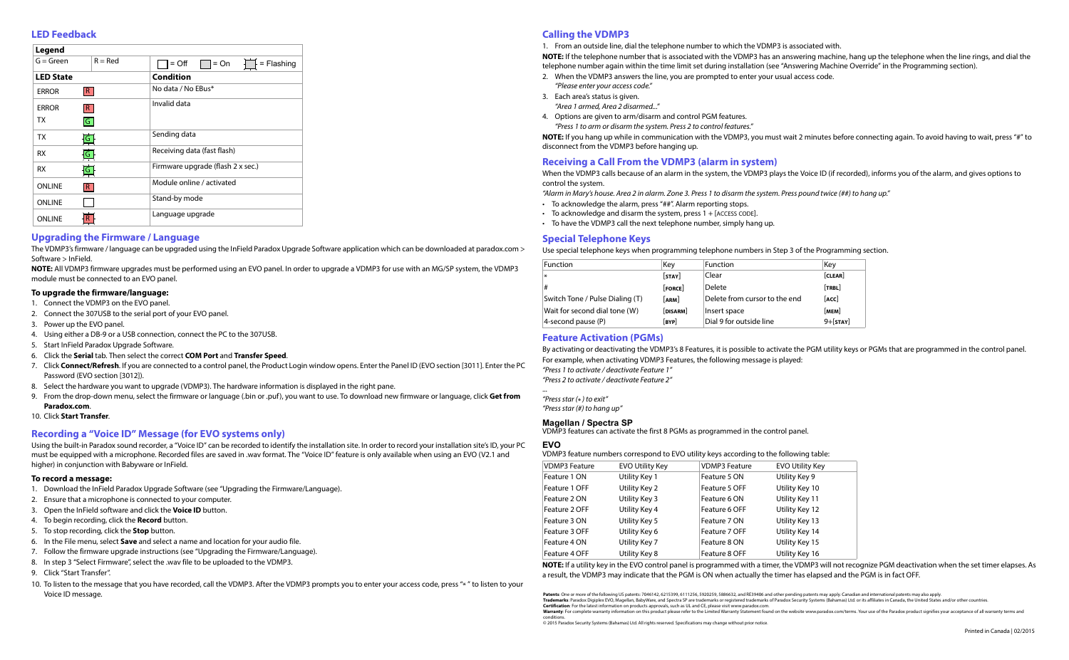## LED Feedback

| Legend | | |
|---|---|---|
| G = Green | R = Red | ☐ = Off ☐ = On ☐ = Flashing |
| **LED State** | | **Condition** |
| ERROR | R | No data / No EBus* |
| ERROR<br>TX | R<br>G | Invalid data |
| TX | G (flashing) | Sending data |
| RX | G (flashing) | Receiving data (fast flash) |
| RX | G (flashing) | Firmware upgrade (flash 2 x sec.) |
| ONLINE | R | Module online / activated |
| ONLINE | (off) | Stand-by mode |
| ONLINE | R (flashing) | Language upgrade |

## Upgrading the Firmware / Language

The VDMP3's firmware / language can be upgraded using the InField Paradox Upgrade Software application which can be downloaded at paradox.com > Software > InField.

**NOTE:** All VDMP3 firmware upgrades must be performed using an EVO panel. In order to upgrade a VDMP3 for use with an MG/SP system, the VDMP3 module must be connected to an EVO panel.

### To upgrade the firmware/language:

1. Connect the VDMP3 on the EVO panel.
2. Connect the 307USB to the serial port of your EVO panel.
3. Power up the EVO panel.
4. Using either a DB-9 or a USB connection, connect the PC to the 307USB.
5. Start InField Paradox Upgrade Software.
6. Click the **Serial** tab. Then select the correct **COM Port** and **Transfer Speed**.
7. Click **Connect/Refresh**. If you are connected to a control panel, the Product Login window opens. Enter the Panel ID (EVO section [3011]. Enter the PC Password (EVO section [3012]).
8. Select the hardware you want to upgrade (VDMP3). The hardware information is displayed in the right pane.
9. From the drop-down menu, select the firmware or language (.bin or .puf), you want to use. To download new firmware or language, click **Get from Paradox.com**.
10. Click **Start Transfer**.

## Recording a "Voice ID" Message (for EVO systems only)

Using the built-in Paradox sound recorder, a "Voice ID" can be recorded to identify the installation site. In order to record your installation site's ID, your PC must be equipped with a microphone. Recorded files are saved in .wav format. The "Voice ID" feature is only available when using an EVO (V2.1 and higher) in conjunction with Babyware or InField.

### To record a message:

1. Download the InField Paradox Upgrade Software (see "Upgrading the Firmware/Language).
2. Ensure that a microphone is connected to your computer.
3. Open the InField software and click the **Voice ID** button.
4. To begin recording, click the **Record** button.
5. To stop recording, click the **Stop** button.
6. In the File menu, select **Save** and select a name and location for your audio file.
7. Follow the firmware upgrade instructions (see "Upgrading the Firmware/Language).
8. In step 3 "Select Firmware", select the .wav file to be uploaded to the VDMP3.
9. Click "Start Transfer".
10. To listen to the message that you have recorded, call the VDMP3. After the VDMP3 prompts you to enter your access code, press "* " to listen to your Voice ID message.

## Calling the VDMP3

1. From an outside line, dial the telephone number to which the VDMP3 is associated with.

**NOTE:** If the telephone number that is associated with the VDMP3 has an answering machine, hang up the telephone when the line rings, and dial the telephone number again within the time limit set during installation (see "Answering Machine Override" in the Programming section).

2. When the VDMP3 answers the line, you are prompted to enter your usual access code.
   *"Please enter your access code."*
3. Each area's status is given.
   *"Area 1 armed, Area 2 disarmed..."*
4. Options are given to arm/disarm and control PGM features.
   *"Press 1 to arm or disarm the system. Press 2 to control features."*

**NOTE:** If you hang up while in communication with the VDMP3, you must wait 2 minutes before connecting again. To avoid having to wait, press "#" to disconnect from the VDMP3 before hanging up.

## Receiving a Call From the VDMP3 (alarm in system)

When the VDMP3 calls because of an alarm in the system, the VDMP3 plays the Voice ID (if recorded), informs you of the alarm, and gives options to control the system.

*"Alarm in Mary's house. Area 2 in alarm. Zone 3. Press 1 to disarm the system. Press pound twice (##) to hang up."*

- To acknowledge the alarm, press "##". Alarm reporting stops.
- To acknowledge and disarm the system, press 1 + [ACCESS CODE].
- To have the VDMP3 call the next telephone number, simply hang up.

## Special Telephone Keys

Use special telephone keys when programming telephone numbers in Step 3 of the Programming section.

| Function | Key | Function | Key |
|---|---|---|---|
| * | [STAY] | Clear | [CLEAR] |
| # | [FORCE] | Delete | [TRBL] |
| Switch Tone / Pulse Dialing (T) | [ARM] | Delete from cursor to the end | [ACC] |
| Wait for second dial tone (W) | [DISARM] | Insert space | [MEM] |
| 4-second pause (P) | [BYP] | Dial 9 for outside line | 9+[STAY] |

## Feature Activation (PGMs)

By activating or deactivating the VDMP3's 8 Features, it is possible to activate the PGM utility keys or PGMs that are programmed in the control panel. For example, when activating VDMP3 Features, the following message is played:

*"Press 1 to activate / deactivate Feature 1"*
*"Press 2 to activate / deactivate Feature 2"*
...
*"Press star (*) to exit"*
*"Press star (#) to hang up"*

### Magellan / Spectra SP

VDMP3 features can activate the first 8 PGMs as programmed in the control panel.

### EVO

VDMP3 feature numbers correspond to EVO utility keys according to the following table:

| VDMP3 Feature | EVO Utility Key | VDMP3 Feature | EVO Utility Key |
|---|---|---|---|
| Feature 1 ON | Utility Key 1 | Feature 5 ON | Utility Key 9 |
| Feature 1 OFF | Utility Key 2 | Feature 5 OFF | Utility Key 10 |
| Feature 2 ON | Utility Key 3 | Feature 6 ON | Utility Key 11 |
| Feature 2 OFF | Utility Key 4 | Feature 6 OFF | Utility Key 12 |
| Feature 3 ON | Utility Key 5 | Feature 7 ON | Utility Key 13 |
| Feature 3 OFF | Utility Key 6 | Feature 7 OFF | Utility Key 14 |
| Feature 4 ON | Utility Key 7 | Feature 8 ON | Utility Key 15 |
| Feature 4 OFF | Utility Key 8 | Feature 8 OFF | Utility Key 16 |

**NOTE:** If a utility key in the EVO control panel is programmed with a timer, the VDMP3 will not recognize PGM deactivation when the set timer elapses. As a result, the VDMP3 may indicate that the PGM is ON when actually the timer has elapsed and the PGM is in fact OFF.

**Patents**: One or more of the following US patents: 7046142, 6215399, 6111256, 5920259, 5886632, and RE39406 and other pending patents may apply. Canadian and international patents may also apply.
**Trademarks**: Paradox Digiplex EVO, Magellan, BabyWare, and Spectra SP are trademarks or registered trademarks of Paradox Security Systems (Bahamas) Ltd. or its affiliates in Canada, the United States and/or other countries.
**Certification**: For the latest information on products approvals, such as UL and CE, please visit www.paradox.com.
**Warranty**: For complete warranty information on this product please refer to the Limited Warranty Statement found on the website www.paradox.com/terms. Your use of the Paradox product signifies your acceptance of all warranty terms and conditions.
© 2015 Paradox Security Systems (Bahamas) Ltd. All rights reserved. Specifications may change without prior notice.

Printed in Canada | 02/2015